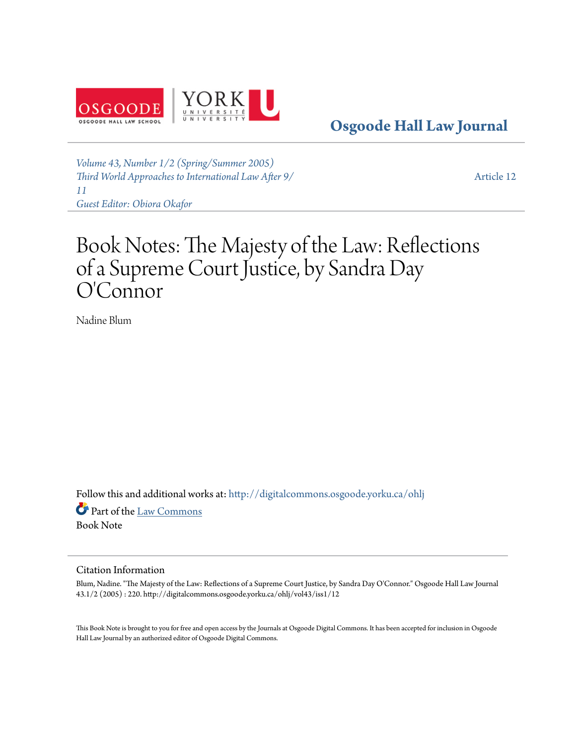Osgoode Hall Law Journal

*Volume 43, Number 1/2 (Spring/Summer 2005)*
*Third World Approaches to International Law After 9/11*
*Guest Editor: Obiora Okafor*

Article 12

# Book Notes: The Majesty of the Law: Reflections of a Supreme Court Justice, by Sandra Day O'Connor

Nadine Blum

Follow this and additional works at: http://digitalcommons.osgoode.yorku.ca/ohlj

Part of the Law Commons

Book Note

## Citation Information

Blum, Nadine. "The Majesty of the Law: Reflections of a Supreme Court Justice, by Sandra Day O'Connor." Osgoode Hall Law Journal 43.1/2 (2005) : 220. http://digitalcommons.osgoode.yorku.ca/ohlj/vol43/iss1/12

This Book Note is brought to you for free and open access by the Journals at Osgoode Digital Commons. It has been accepted for inclusion in Osgoode Hall Law Journal by an authorized editor of Osgoode Digital Commons.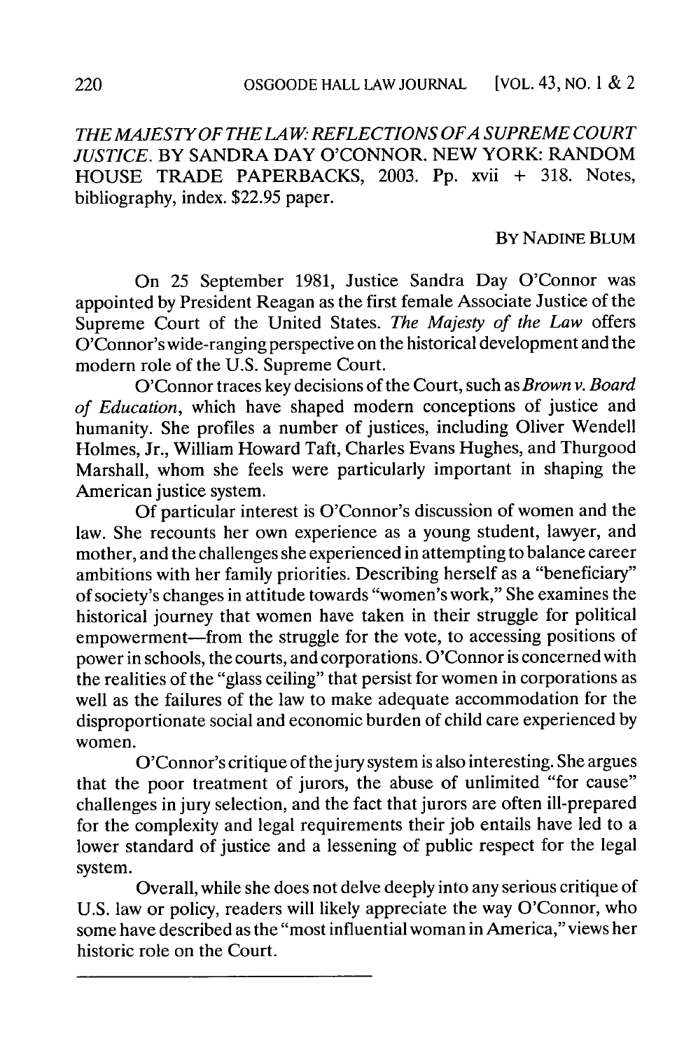*THE MAJESTY OF THE LAW: REFLECTIONS OF A SUPREME COURT JUSTICE*. BY SANDRA DAY O'CONNOR. NEW YORK: RANDOM HOUSE TRADE PAPERBACKS, 2003. Pp. xvii + 318. Notes, bibliography, index. $22.95 paper.

BY NADINE BLUM

On 25 September 1981, Justice Sandra Day O'Connor was appointed by President Reagan as the first female Associate Justice of the Supreme Court of the United States. *The Majesty of the Law* offers O'Connor's wide-ranging perspective on the historical development and the modern role of the U.S. Supreme Court.

O'Connor traces key decisions of the Court, such as *Brown v. Board of Education*, which have shaped modern conceptions of justice and humanity. She profiles a number of justices, including Oliver Wendell Holmes, Jr., William Howard Taft, Charles Evans Hughes, and Thurgood Marshall, whom she feels were particularly important in shaping the American justice system.

Of particular interest is O'Connor's discussion of women and the law. She recounts her own experience as a young student, lawyer, and mother, and the challenges she experienced in attempting to balance career ambitions with her family priorities. Describing herself as a "beneficiary" of society's changes in attitude towards "women's work," She examines the historical journey that women have taken in their struggle for political empowerment—from the struggle for the vote, to accessing positions of power in schools, the courts, and corporations. O'Connor is concerned with the realities of the "glass ceiling" that persist for women in corporations as well as the failures of the law to make adequate accommodation for the disproportionate social and economic burden of child care experienced by women.

O'Connor's critique of the jury system is also interesting. She argues that the poor treatment of jurors, the abuse of unlimited "for cause" challenges in jury selection, and the fact that jurors are often ill-prepared for the complexity and legal requirements their job entails have led to a lower standard of justice and a lessening of public respect for the legal system.

Overall, while she does not delve deeply into any serious critique of U.S. law or policy, readers will likely appreciate the way O'Connor, who some have described as the "most influential woman in America," views her historic role on the Court.